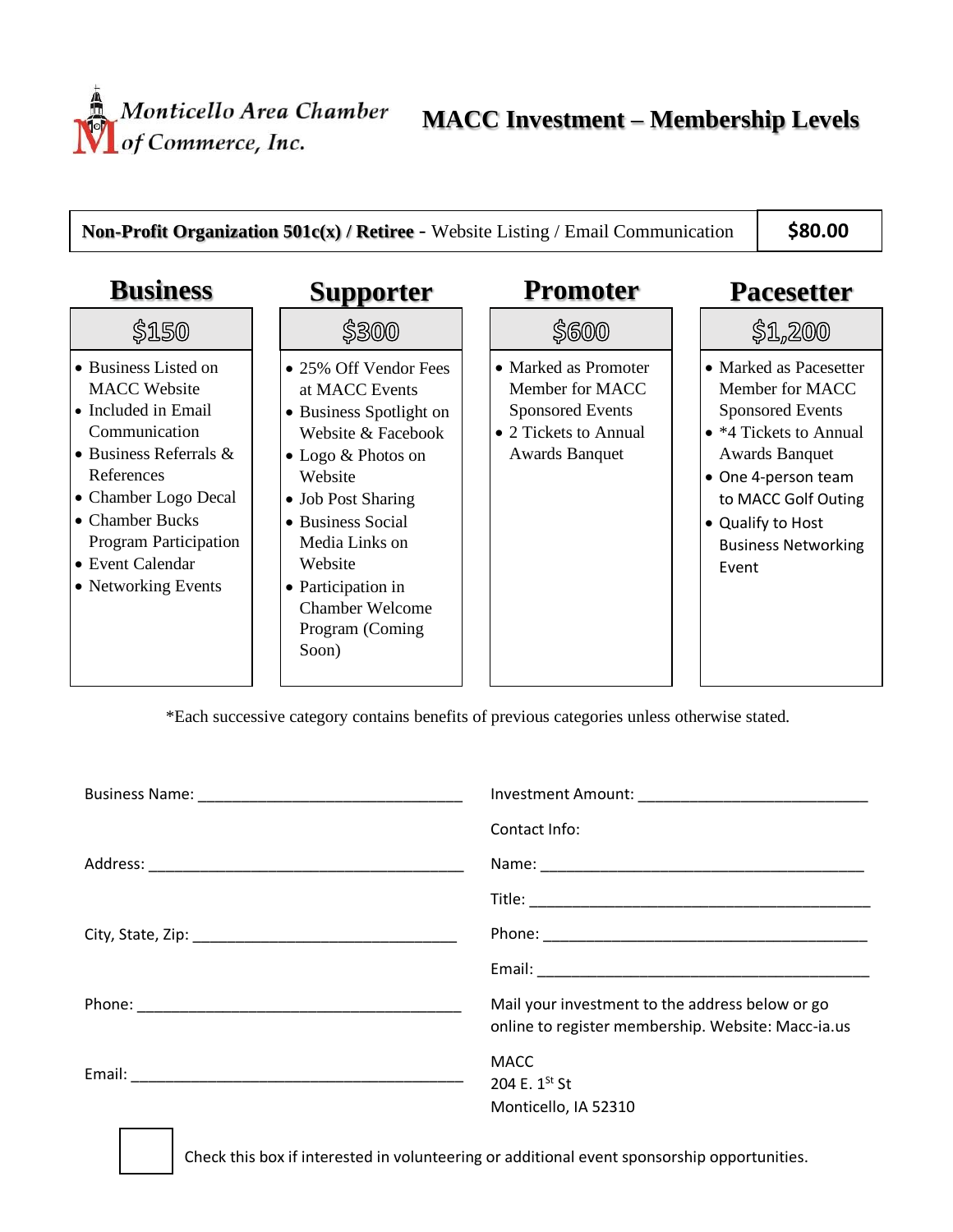Monticello Area Chamber of Commerce, Inc.

# MACC Investment – Membership Levels

| | |
|---|---|
| **Non-Profit Organization 501c(x) / Retiree** - Website Listing / Email Communication | **$80.00** |

| Business | Supporter | Promoter | Pacesetter |
|---|---|---|---|
| $150 | $300 | $600 | $1,200 |
| • Business Listed on MACC Website<br>• Included in Email Communication<br>• Business Referrals & References<br>• Chamber Logo Decal<br>• Chamber Bucks Program Participation<br>• Event Calendar<br>• Networking Events | • 25% Off Vendor Fees at MACC Events<br>• Business Spotlight on Website & Facebook<br>• Logo & Photos on Website<br>• Job Post Sharing<br>• Business Social Media Links on Website<br>• Participation in Chamber Welcome Program (Coming Soon) | • Marked as Promoter Member for MACC Sponsored Events<br>• 2 Tickets to Annual Awards Banquet | • Marked as Pacesetter Member for MACC Sponsored Events<br>• *4 Tickets to Annual Awards Banquet<br>• One 4-person team to MACC Golf Outing<br>• Qualify to Host Business Networking Event |

*Each successive category contains benefits of previous categories unless otherwise stated.

Business Name: ______________________________

Address: ______________________________

City, State, Zip: ______________________________

Phone: ______________________________

Email: ______________________________

Investment Amount: ______________________________

Contact Info:

Name: ______________________________

Title: ______________________________

Phone: ______________________________

Email: ______________________________

Mail your investment to the address below or go online to register membership. Website: Macc-ia.us

MACC
204 E. 1st St
Monticello, IA 52310

☐ Check this box if interested in volunteering or additional event sponsorship opportunities.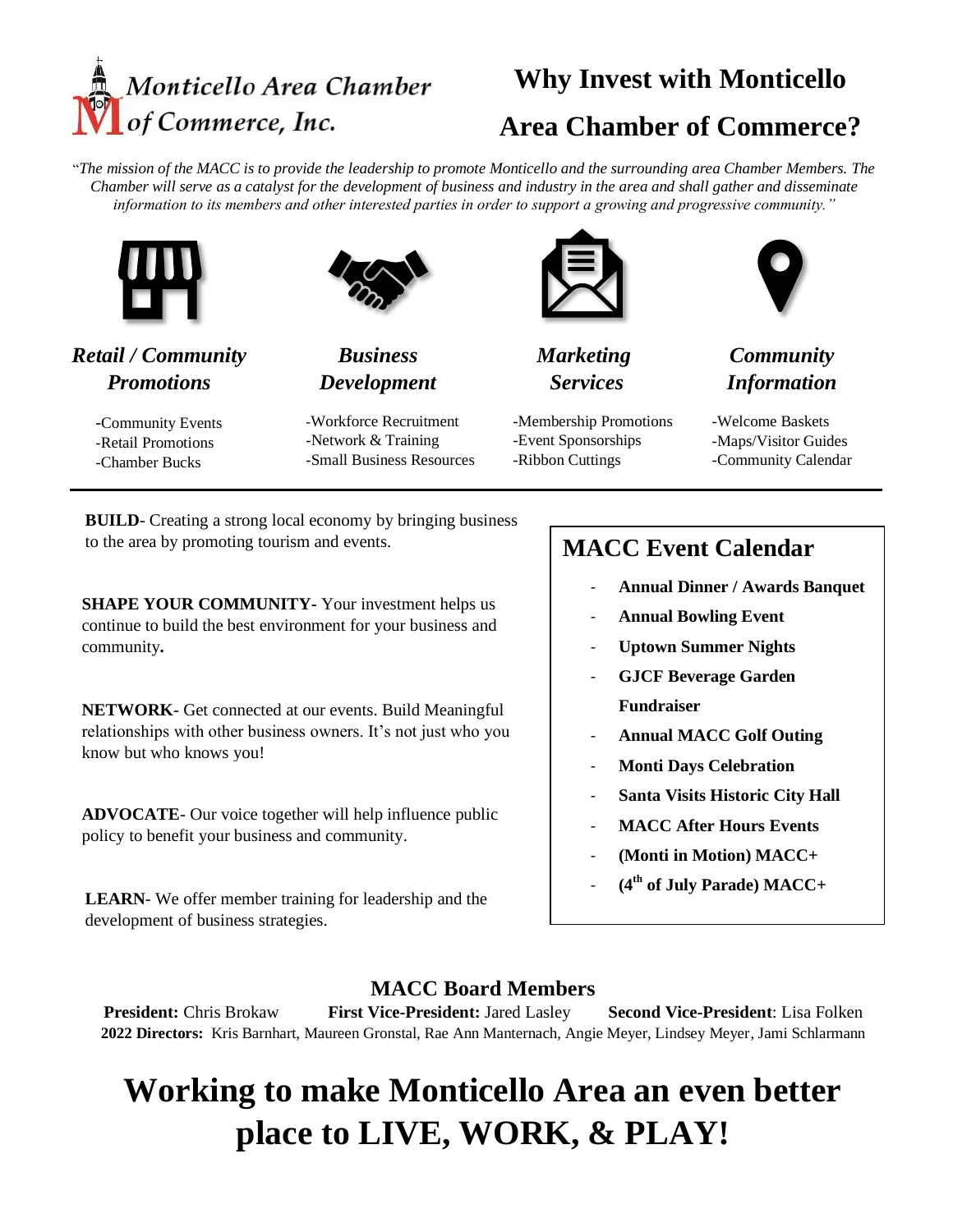Monticello Area Chamber of Commerce, Inc.

# Why Invest with Monticello Area Chamber of Commerce?

"*The mission of the MACC is to provide the leadership to promote Monticello and the surrounding area Chamber Members. The Chamber will serve as a catalyst for the development of business and industry in the area and shall gather and disseminate information to its members and other interested parties in order to support a growing and progressive community.*"

### *Retail / Community Promotions*

-Community Events
-Retail Promotions
-Chamber Bucks

### *Business Development*

-Workforce Recruitment
-Network & Training
-Small Business Resources

### *Marketing Services*

-Membership Promotions
-Event Sponsorships
-Ribbon Cuttings

### *Community Information*

-Welcome Baskets
-Maps/Visitor Guides
-Community Calendar

---

**BUILD**- Creating a strong local economy by bringing business to the area by promoting tourism and events.

**SHAPE YOUR COMMUNITY-** Your investment helps us continue to build the best environment for your business and community**.**

**NETWORK**- Get connected at our events. Build Meaningful relationships with other business owners. It's not just who you know but who knows you!

**ADVOCATE**- Our voice together will help influence public policy to benefit your business and community.

**LEARN**- We offer member training for leadership and the development of business strategies.

## MACC Event Calendar

- **Annual Dinner / Awards Banquet**
- **Annual Bowling Event**
- **Uptown Summer Nights**
- **GJCF Beverage Garden Fundraiser**
- **Annual MACC Golf Outing**
- **Monti Days Celebration**
- **Santa Visits Historic City Hall**
- **MACC After Hours Events**
- **(Monti in Motion) MACC+**
- **(4th of July Parade) MACC+**

## MACC Board Members

**President:** Chris Brokaw **First Vice-President:** Jared Lasley **Second Vice-President**: Lisa Folken
**2022 Directors:** Kris Barnhart, Maureen Gronstal, Rae Ann Manternach, Angie Meyer, Lindsey Meyer, Jami Schlarmann

# Working to make Monticello Area an even better place to LIVE, WORK, & PLAY!